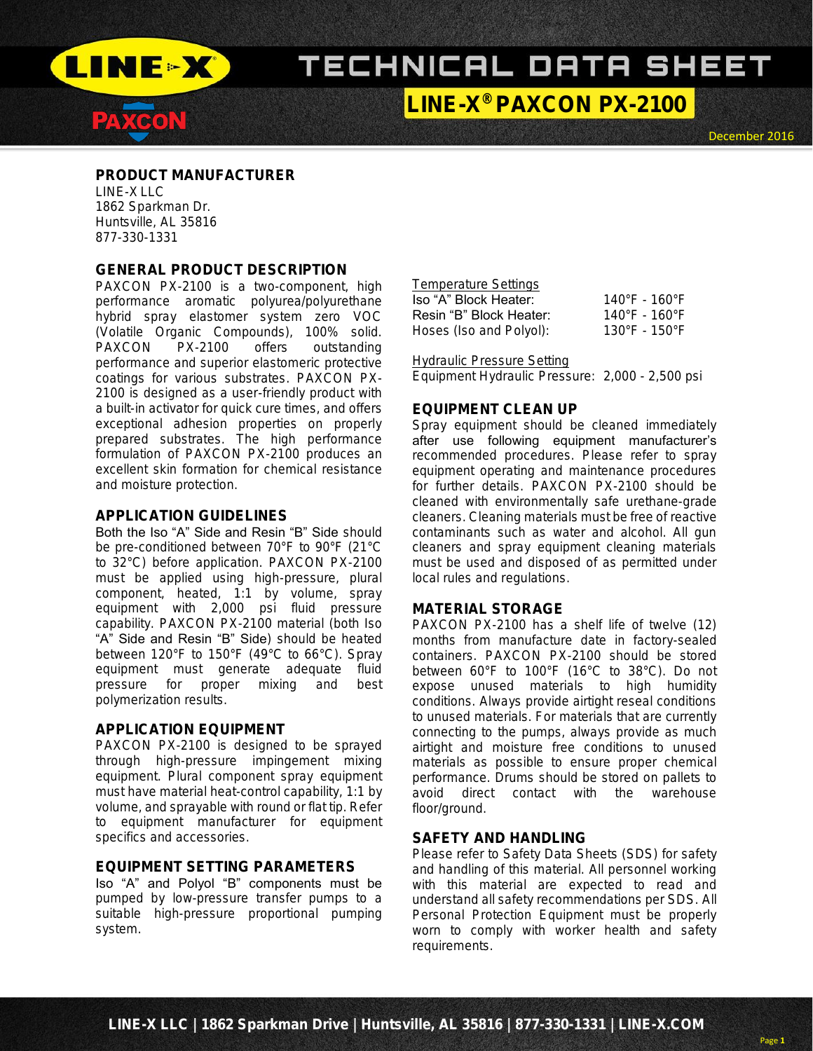# TECHNICAL DATA SHEET

## LINE-X® PAXCON PX-2100

December 2016

### PRODUCT MANUFACTURER

LINE-X LLC
1862 Sparkman Dr.
Huntsville, AL 35816
877-330-1331

### GENERAL PRODUCT DESCRIPTION

PAXCON PX-2100 is a two-component, high performance aromatic polyurea/polyurethane hybrid spray elastomer system zero VOC (Volatile Organic Compounds), 100% solid. PAXCON PX-2100 offers outstanding performance and superior elastomeric protective coatings for various substrates. PAXCON PX-2100 is designed as a user-friendly product with a built-in activator for quick cure times, and offers exceptional adhesion properties on properly prepared substrates. The high performance formulation of PAXCON PX-2100 produces an excellent skin formation for chemical resistance and moisture protection.

### APPLICATION GUIDELINES

Both the Iso "A" Side and Resin "B" Side should be pre-conditioned between 70°F to 90°F (21°C to 32°C) before application. PAXCON PX-2100 must be applied using high-pressure, plural component, heated, 1:1 by volume, spray equipment with 2,000 psi fluid pressure capability. PAXCON PX-2100 material (both Iso "A" Side and Resin "B" Side) should be heated between 120°F to 150°F (49°C to 66°C). Spray equipment must generate adequate fluid pressure for proper mixing and best polymerization results.

### APPLICATION EQUIPMENT

PAXCON PX-2100 is designed to be sprayed through high-pressure impingement mixing equipment. Plural component spray equipment must have material heat-control capability, 1:1 by volume, and sprayable with round or flat tip. Refer to equipment manufacturer for equipment specifics and accessories.

### EQUIPMENT SETTING PARAMETERS

Iso "A" and Polyol "B" components must be pumped by low-pressure transfer pumps to a suitable high-pressure proportional pumping system.

<u>Temperature Settings</u>

| | |
|---|---|
| Iso "A" Block Heater: | 140°F - 160°F |
| Resin "B" Block Heater: | 140°F - 160°F |
| Hoses (Iso and Polyol): | 130°F - 150°F |

<u>Hydraulic Pressure Setting</u>

Equipment Hydraulic Pressure: 2,000 - 2,500 psi

### EQUIPMENT CLEAN UP

Spray equipment should be cleaned immediately after use following equipment manufacturer's recommended procedures. Please refer to spray equipment operating and maintenance procedures for further details. PAXCON PX-2100 should be cleaned with environmentally safe urethane-grade cleaners. Cleaning materials must be free of reactive contaminants such as water and alcohol. All gun cleaners and spray equipment cleaning materials must be used and disposed of as permitted under local rules and regulations.

### MATERIAL STORAGE

PAXCON PX-2100 has a shelf life of twelve (12) months from manufacture date in factory-sealed containers. PAXCON PX-2100 should be stored between 60°F to 100°F (16°C to 38°C). Do not expose unused materials to high humidity conditions. Always provide airtight reseal conditions to unused materials. For materials that are currently connecting to the pumps, always provide as much airtight and moisture free conditions to unused materials as possible to ensure proper chemical performance. Drums should be stored on pallets to avoid direct contact with the warehouse floor/ground.

### SAFETY AND HANDLING

Please refer to Safety Data Sheets (SDS) for safety and handling of this material. All personnel working with this material are expected to read and understand all safety recommendations per SDS. All Personal Protection Equipment must be properly worn to comply with worker health and safety requirements.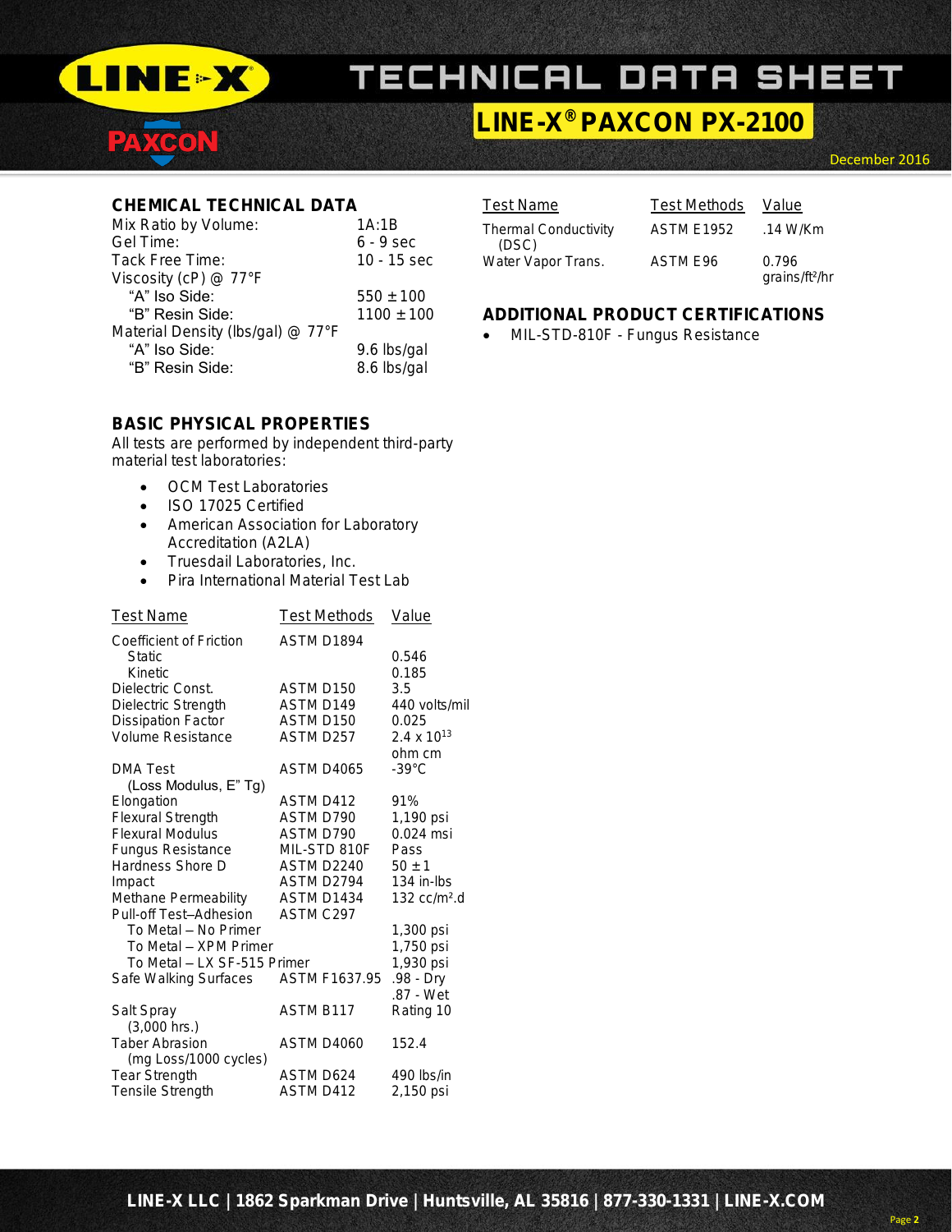# TECHNICAL DATA SHEET

## LINE-X® PAXCON PX-2100

December 2016

### CHEMICAL TECHNICAL DATA

| | |
|---|---|
| Mix Ratio by Volume: | 1A:1B |
| Gel Time: | 6 - 9 sec |
| Tack Free Time: | 10 - 15 sec |
| Viscosity (cP) @ 77°F | |
| "A" Iso Side: | 550 ± 100 |
| "B" Resin Side: | 1100 ± 100 |
| Material Density (lbs/gal) @ 77°F | |
| "A" Iso Side: | 9.6 lbs/gal |
| "B" Resin Side: | 8.6 lbs/gal |

### BASIC PHYSICAL PROPERTIES

All tests are performed by independent third-party material test laboratories:

- OCM Test Laboratories
- ISO 17025 Certified
- American Association for Laboratory Accreditation (A2LA)
- Truesdail Laboratories, Inc.
- Pira International Material Test Lab

| Test Name | Test Methods | Value |
|---|---|---|
| Coefficient of Friction | ASTM D1894 | |
| Static | | 0.546 |
| Kinetic | | 0.185 |
| Dielectric Const. | ASTM D150 | 3.5 |
| Dielectric Strength | ASTM D149 | 440 volts/mil |
| Dissipation Factor | ASTM D150 | 0.025 |
| Volume Resistance | ASTM D257 | $2.4 \times 10^{13}$ ohm cm |
| DMA Test (Loss Modulus, E" Tg) | ASTM D4065 | -39°C |
| Elongation | ASTM D412 | 91% |
| Flexural Strength | ASTM D790 | 1,190 psi |
| Flexural Modulus | ASTM D790 | 0.024 msi |
| Fungus Resistance | MIL-STD 810F | Pass |
| Hardness Shore D | ASTM D2240 | 50 ± 1 |
| Impact | ASTM D2794 | 134 in-lbs |
| Methane Permeability | ASTM D1434 | 132 cc/m².d |
| Pull-off Test–Adhesion | ASTM C297 | |
| To Metal – No Primer | | 1,300 psi |
| To Metal – XPM Primer | | 1,750 psi |
| To Metal – LX SF-515 Primer | | 1,930 psi |
| Safe Walking Surfaces | ASTM F1637.95 | .98 - Dry<br>.87 - Wet |
| Salt Spray (3,000 hrs.) | ASTM B117 | Rating 10 |
| Taber Abrasion (mg Loss/1000 cycles) | ASTM D4060 | 152.4 |
| Tear Strength | ASTM D624 | 490 lbs/in |
| Tensile Strength | ASTM D412 | 2,150 psi |

| Test Name | Test Methods | Value |
|---|---|---|
| Thermal Conductivity (DSC) | ASTM E1952 | .14 W/Km |
| Water Vapor Trans. | ASTM E96 | 0.796 grains/ft²/hr |

### ADDITIONAL PRODUCT CERTIFICATIONS

- MIL-STD-810F - Fungus Resistance

LINE-X LLC | 1862 Sparkman Drive | Huntsville, AL 35816 | 877-330-1331 | LINE-X.COM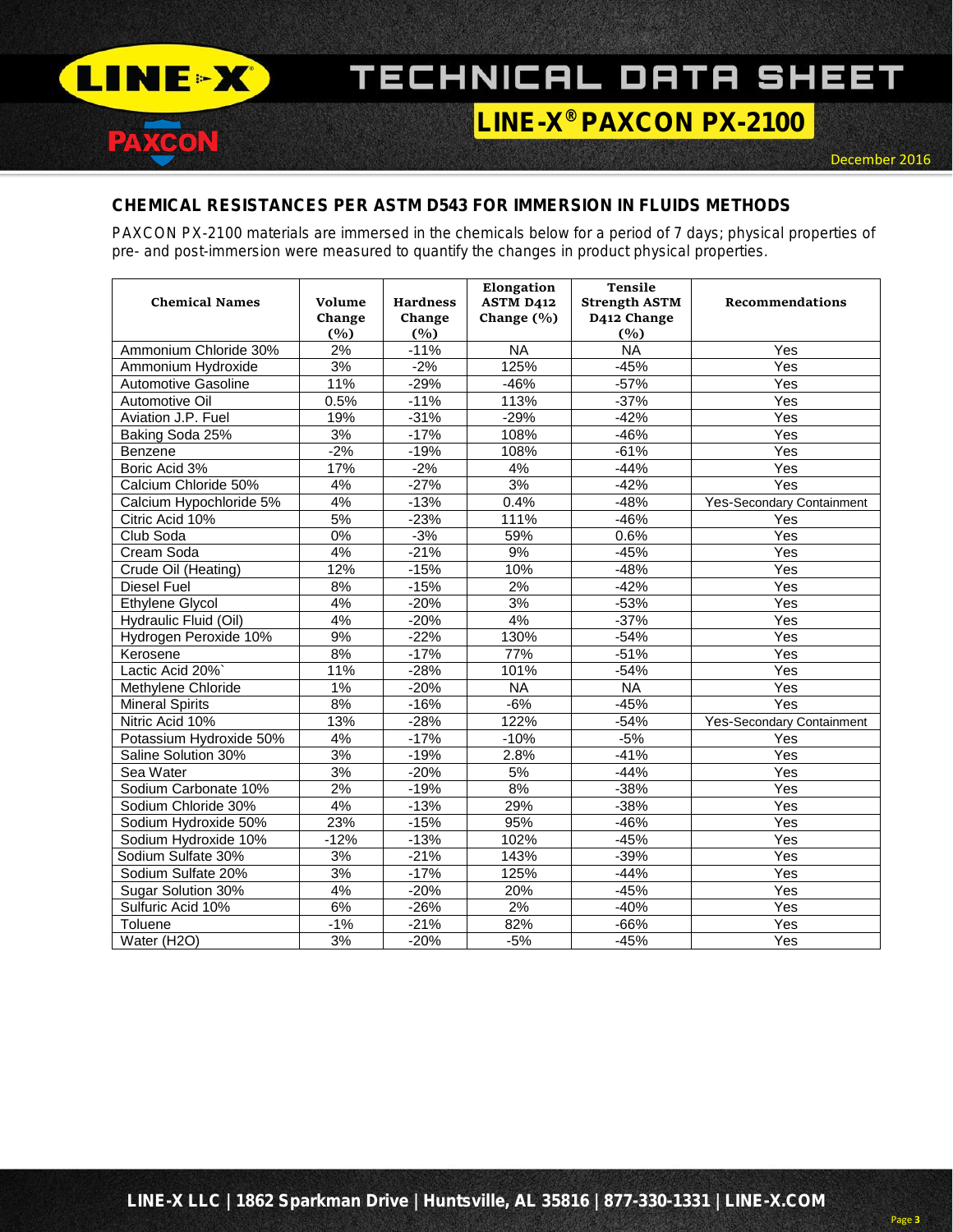## CHEMICAL RESISTANCES PER ASTM D543 FOR IMMERSION IN FLUIDS METHODS

PAXCON PX-2100 materials are immersed in the chemicals below for a period of 7 days; physical properties of pre- and post-immersion were measured to quantify the changes in product physical properties.

| Chemical Names | Volume Change (%) | Hardness Change (%) | Elongation ASTM D412 Change (%) | Tensile Strength ASTM D412 Change (%) | Recommendations |
|---|---|---|---|---|---|
| Ammonium Chloride 30% | 2% | -11% | NA | NA | Yes |
| Ammonium Hydroxide | 3% | -2% | 125% | -45% | Yes |
| Automotive Gasoline | 11% | -29% | -46% | -57% | Yes |
| Automotive Oil | 0.5% | -11% | 113% | -37% | Yes |
| Aviation J.P. Fuel | 19% | -31% | -29% | -42% | Yes |
| Baking Soda 25% | 3% | -17% | 108% | -46% | Yes |
| Benzene | -2% | -19% | 108% | -61% | Yes |
| Boric Acid 3% | 17% | -2% | 4% | -44% | Yes |
| Calcium Chloride 50% | 4% | -27% | 3% | -42% | Yes |
| Calcium Hypochloride 5% | 4% | -13% | 0.4% | -48% | Yes-Secondary Containment |
| Citric Acid 10% | 5% | -23% | 111% | -46% | Yes |
| Club Soda | 0% | -3% | 59% | 0.6% | Yes |
| Cream Soda | 4% | -21% | 9% | -45% | Yes |
| Crude Oil (Heating) | 12% | -15% | 10% | -48% | Yes |
| Diesel Fuel | 8% | -15% | 2% | -42% | Yes |
| Ethylene Glycol | 4% | -20% | 3% | -53% | Yes |
| Hydraulic Fluid (Oil) | 4% | -20% | 4% | -37% | Yes |
| Hydrogen Peroxide 10% | 9% | -22% | 130% | -54% | Yes |
| Kerosene | 8% | -17% | 77% | -51% | Yes |
| Lactic Acid 20%` | 11% | -28% | 101% | -54% | Yes |
| Methylene Chloride | 1% | -20% | NA | NA | Yes |
| Mineral Spirits | 8% | -16% | -6% | -45% | Yes |
| Nitric Acid 10% | 13% | -28% | 122% | -54% | Yes-Secondary Containment |
| Potassium Hydroxide 50% | 4% | -17% | -10% | -5% | Yes |
| Saline Solution 30% | 3% | -19% | 2.8% | -41% | Yes |
| Sea Water | 3% | -20% | 5% | -44% | Yes |
| Sodium Carbonate 10% | 2% | -19% | 8% | -38% | Yes |
| Sodium Chloride 30% | 4% | -13% | 29% | -38% | Yes |
| Sodium Hydroxide 50% | 23% | -15% | 95% | -46% | Yes |
| Sodium Hydroxide 10% | -12% | -13% | 102% | -45% | Yes |
| Sodium Sulfate 30% | 3% | -21% | 143% | -39% | Yes |
| Sodium Sulfate 20% | 3% | -17% | 125% | -44% | Yes |
| Sugar Solution 30% | 4% | -20% | 20% | -45% | Yes |
| Sulfuric Acid 10% | 6% | -26% | 2% | -40% | Yes |
| Toluene | -1% | -21% | 82% | -66% | Yes |
| Water (H2O) | 3% | -20% | -5% | -45% | Yes |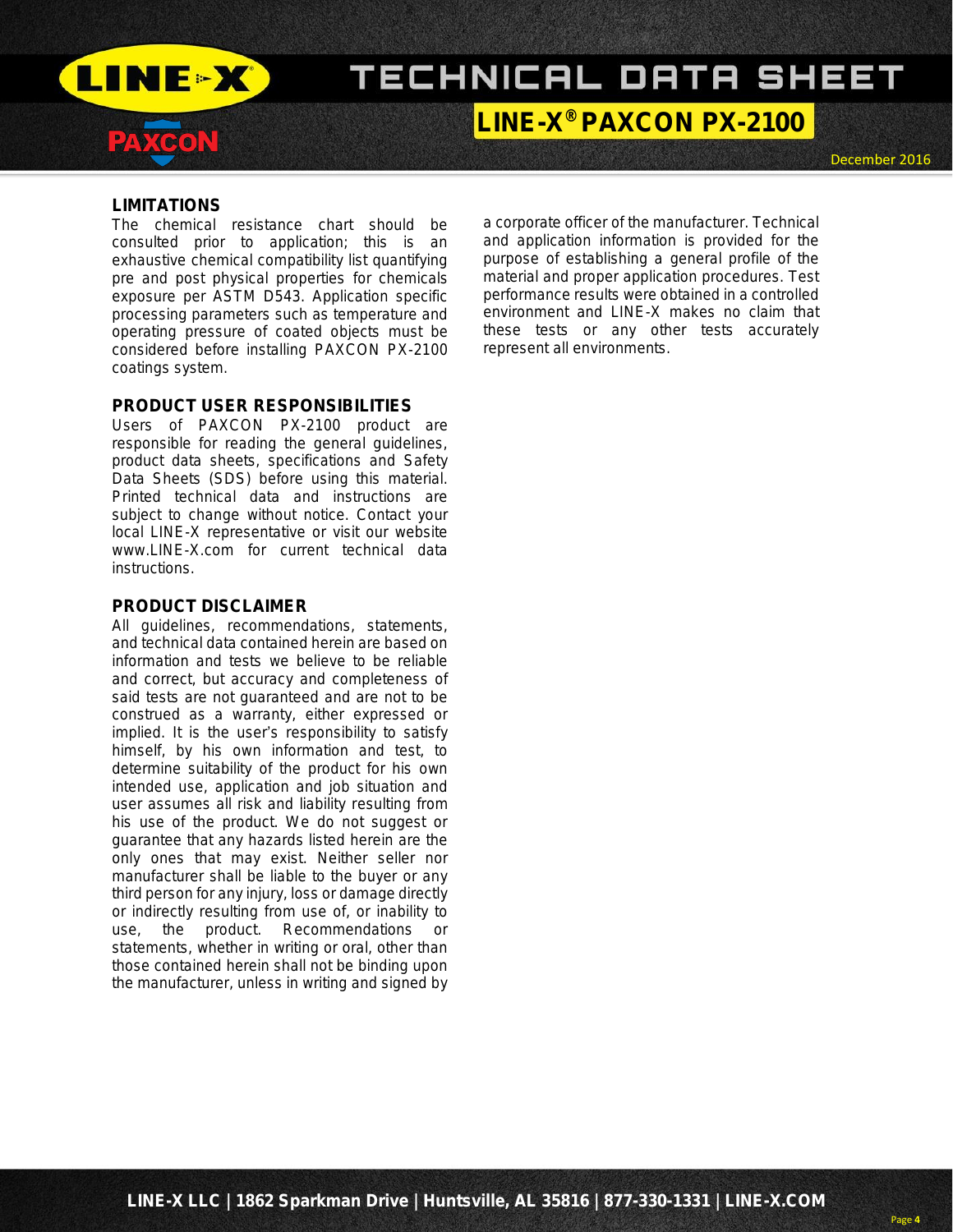## LIMITATIONS

The chemical resistance chart should be consulted prior to application; this is an exhaustive chemical compatibility list quantifying pre and post physical properties for chemicals exposure per ASTM D543. Application specific processing parameters such as temperature and operating pressure of coated objects must be considered before installing PAXCON PX-2100 coatings system.

## PRODUCT USER RESPONSIBILITIES

Users of PAXCON PX-2100 product are responsible for reading the general guidelines, product data sheets, specifications and Safety Data Sheets (SDS) before using this material. Printed technical data and instructions are subject to change without notice. Contact your local LINE-X representative or visit our website www.LINE-X.com for current technical data instructions.

## PRODUCT DISCLAIMER

All guidelines, recommendations, statements, and technical data contained herein are based on information and tests we believe to be reliable and correct, but accuracy and completeness of said tests are not guaranteed and are not to be construed as a warranty, either expressed or implied. It is the user's responsibility to satisfy himself, by his own information and test, to determine suitability of the product for his own intended use, application and job situation and user assumes all risk and liability resulting from his use of the product. We do not suggest or guarantee that any hazards listed herein are the only ones that may exist. Neither seller nor manufacturer shall be liable to the buyer or any third person for any injury, loss or damage directly or indirectly resulting from use of, or inability to use, the product. Recommendations or statements, whether in writing or oral, other than those contained herein shall not be binding upon the manufacturer, unless in writing and signed by a corporate officer of the manufacturer. Technical and application information is provided for the purpose of establishing a general profile of the material and proper application procedures. Test performance results were obtained in a controlled environment and LINE-X makes no claim that these tests or any other tests accurately represent all environments.